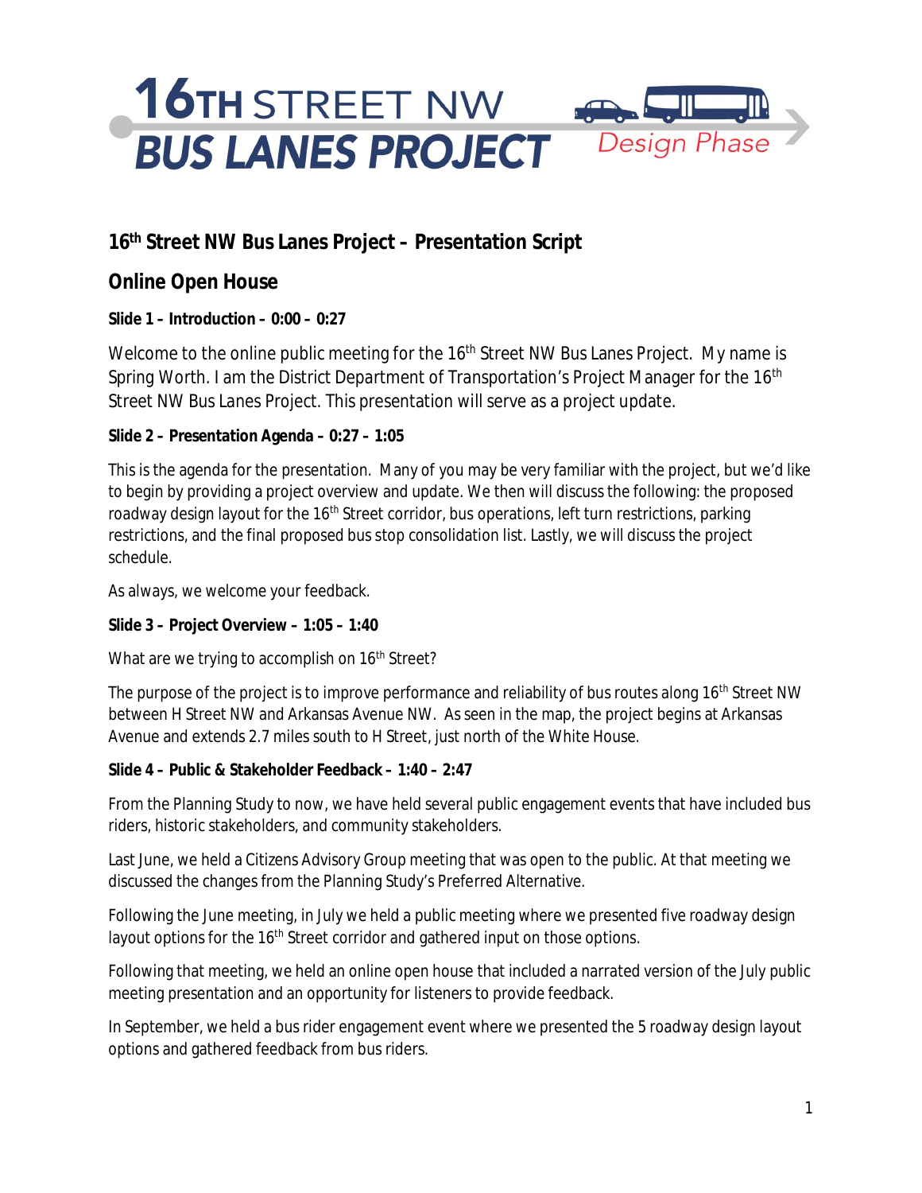# 16TH STREET NW BUS LANES PROJECT

Design Phase

## 16th Street NW Bus Lanes Project – Presentation Script

## Online Open House

**Slide 1 – Introduction – 0:00 – 0:27**

Welcome to the online public meeting for the 16th Street NW Bus Lanes Project. My name is Spring Worth. I am the District Department of Transportation's Project Manager for the 16th Street NW Bus Lanes Project. This presentation will serve as a project update.

**Slide 2 – Presentation Agenda – 0:27 – 1:05**

This is the agenda for the presentation. Many of you may be very familiar with the project, but we'd like to begin by providing a project overview and update. We then will discuss the following: the proposed roadway design layout for the 16th Street corridor, bus operations, left turn restrictions, parking restrictions, and the final proposed bus stop consolidation list. Lastly, we will discuss the project schedule.

As always, we welcome your feedback.

**Slide 3 – Project Overview – 1:05 – 1:40**

What are we trying to accomplish on 16th Street?

The purpose of the project is to improve performance and reliability of bus routes along 16th Street NW between H Street NW and Arkansas Avenue NW. As seen in the map, the project begins at Arkansas Avenue and extends 2.7 miles south to H Street, just north of the White House.

**Slide 4 – Public & Stakeholder Feedback – 1:40 – 2:47**

From the Planning Study to now, we have held several public engagement events that have included bus riders, historic stakeholders, and community stakeholders.

Last June, we held a Citizens Advisory Group meeting that was open to the public. At that meeting we discussed the changes from the Planning Study's Preferred Alternative.

Following the June meeting, in July we held a public meeting where we presented five roadway design layout options for the 16th Street corridor and gathered input on those options.

Following that meeting, we held an online open house that included a narrated version of the July public meeting presentation and an opportunity for listeners to provide feedback.

In September, we held a bus rider engagement event where we presented the 5 roadway design layout options and gathered feedback from bus riders.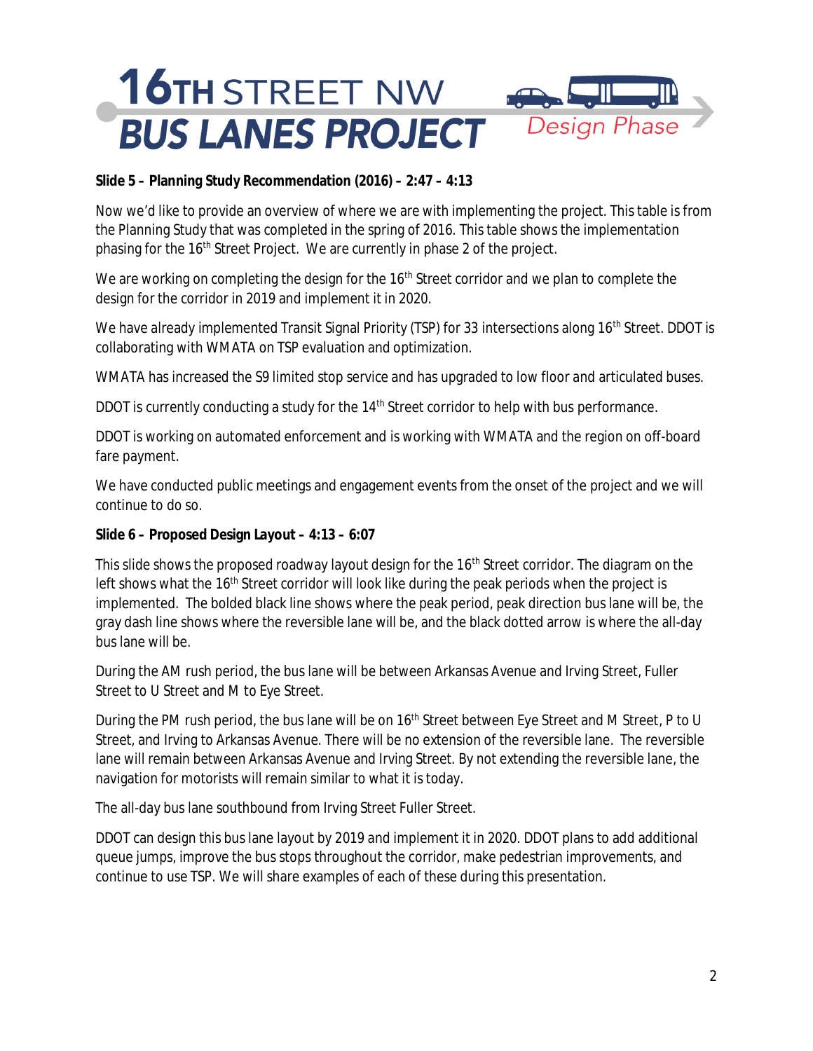**Slide 5 – Planning Study Recommendation (2016) – 2:47 – 4:13**

Now we'd like to provide an overview of where we are with implementing the project. This table is from the Planning Study that was completed in the spring of 2016. This table shows the implementation phasing for the 16th Street Project. We are currently in phase 2 of the project.

We are working on completing the design for the 16th Street corridor and we plan to complete the design for the corridor in 2019 and implement it in 2020.

We have already implemented Transit Signal Priority (TSP) for 33 intersections along 16th Street. DDOT is collaborating with WMATA on TSP evaluation and optimization.

WMATA has increased the S9 limited stop service and has upgraded to low floor and articulated buses.

DDOT is currently conducting a study for the 14th Street corridor to help with bus performance.

DDOT is working on automated enforcement and is working with WMATA and the region on off-board fare payment.

We have conducted public meetings and engagement events from the onset of the project and we will continue to do so.

**Slide 6 – Proposed Design Layout – 4:13 – 6:07**

This slide shows the proposed roadway layout design for the 16th Street corridor. The diagram on the left shows what the 16th Street corridor will look like during the peak periods when the project is implemented. The bolded black line shows where the peak period, peak direction bus lane will be, the gray dash line shows where the reversible lane will be, and the black dotted arrow is where the all-day bus lane will be.

During the AM rush period, the bus lane will be between Arkansas Avenue and Irving Street, Fuller Street to U Street and M to Eye Street.

During the PM rush period, the bus lane will be on 16th Street between Eye Street and M Street, P to U Street, and Irving to Arkansas Avenue. There will be no extension of the reversible lane. The reversible lane will remain between Arkansas Avenue and Irving Street. By not extending the reversible lane, the navigation for motorists will remain similar to what it is today.

The all-day bus lane southbound from Irving Street Fuller Street.

DDOT can design this bus lane layout by 2019 and implement it in 2020. DDOT plans to add additional queue jumps, improve the bus stops throughout the corridor, make pedestrian improvements, and continue to use TSP. We will share examples of each of these during this presentation.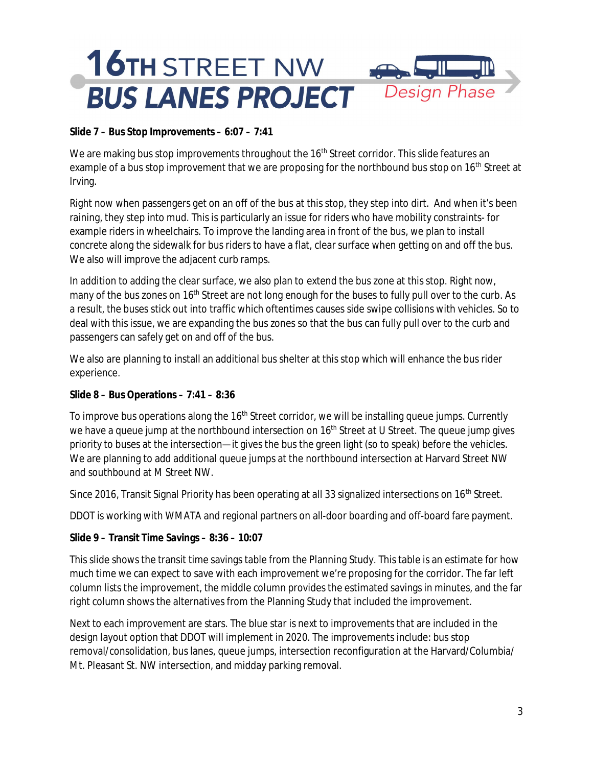**Slide 7 – Bus Stop Improvements – 6:07 – 7:41**

We are making bus stop improvements throughout the 16th Street corridor. This slide features an example of a bus stop improvement that we are proposing for the northbound bus stop on 16th Street at Irving.

Right now when passengers get on an off of the bus at this stop, they step into dirt. And when it's been raining, they step into mud. This is particularly an issue for riders who have mobility constraints- for example riders in wheelchairs. To improve the landing area in front of the bus, we plan to install concrete along the sidewalk for bus riders to have a flat, clear surface when getting on and off the bus. We also will improve the adjacent curb ramps.

In addition to adding the clear surface, we also plan to extend the bus zone at this stop. Right now, many of the bus zones on 16th Street are not long enough for the buses to fully pull over to the curb. As a result, the buses stick out into traffic which oftentimes causes side swipe collisions with vehicles. So to deal with this issue, we are expanding the bus zones so that the bus can fully pull over to the curb and passengers can safely get on and off of the bus.

We also are planning to install an additional bus shelter at this stop which will enhance the bus rider experience.

**Slide 8 – Bus Operations – 7:41 – 8:36**

To improve bus operations along the 16th Street corridor, we will be installing queue jumps. Currently we have a queue jump at the northbound intersection on 16th Street at U Street. The queue jump gives priority to buses at the intersection—it gives the bus the green light (so to speak) before the vehicles. We are planning to add additional queue jumps at the northbound intersection at Harvard Street NW and southbound at M Street NW.

Since 2016, Transit Signal Priority has been operating at all 33 signalized intersections on 16th Street.

DDOT is working with WMATA and regional partners on all-door boarding and off-board fare payment.

**Slide 9 – Transit Time Savings – 8:36 – 10:07**

This slide shows the transit time savings table from the Planning Study. This table is an estimate for how much time we can expect to save with each improvement we're proposing for the corridor. The far left column lists the improvement, the middle column provides the estimated savings in minutes, and the far right column shows the alternatives from the Planning Study that included the improvement.

Next to each improvement are stars. The blue star is next to improvements that are included in the design layout option that DDOT will implement in 2020. The improvements include: bus stop removal/consolidation, bus lanes, queue jumps, intersection reconfiguration at the Harvard/Columbia/ Mt. Pleasant St. NW intersection, and midday parking removal.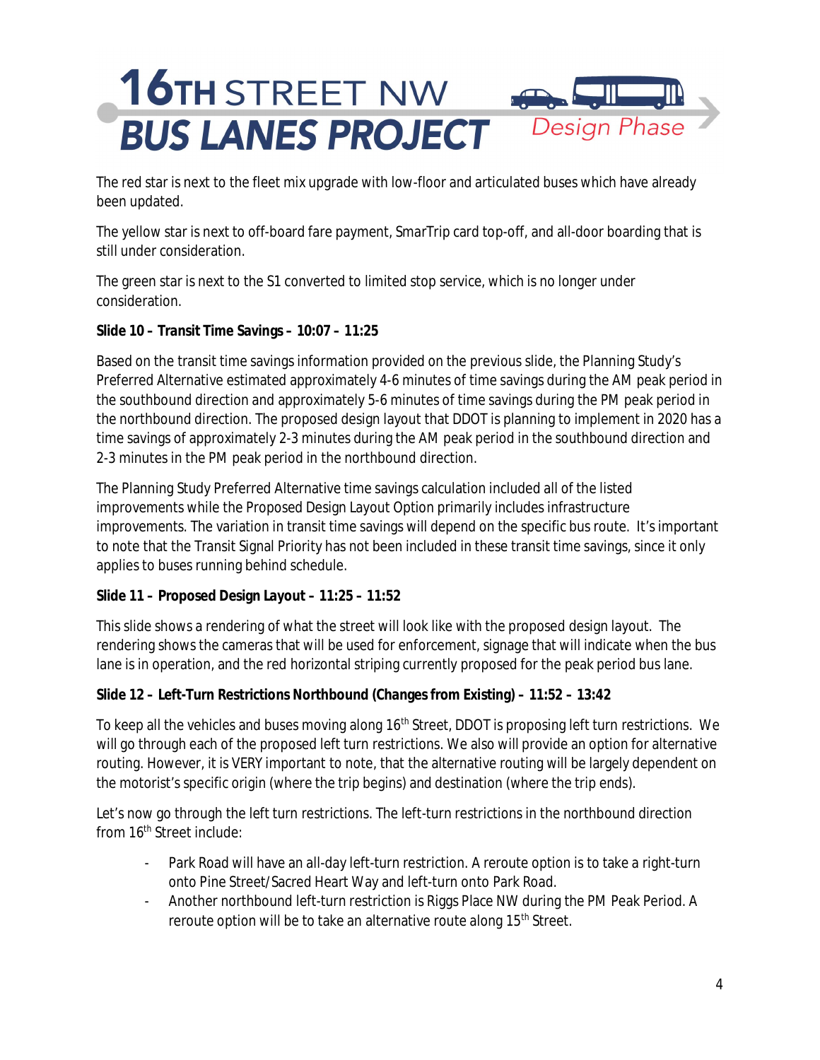The red star is next to the fleet mix upgrade with low-floor and articulated buses which have already been updated.

The yellow star is next to off-board fare payment, SmarTrip card top-off, and all-door boarding that is still under consideration.

The green star is next to the S1 converted to limited stop service, which is no longer under consideration.

**Slide 10 – *Transit Time Savings* – 10:07 – 11:25**

Based on the transit time savings information provided on the previous slide, the Planning Study's Preferred Alternative estimated approximately 4-6 minutes of time savings during the AM peak period in the southbound direction and approximately 5-6 minutes of time savings during the PM peak period in the northbound direction. The proposed design layout that DDOT is planning to implement in 2020 has a time savings of approximately 2-3 minutes during the AM peak period in the southbound direction and 2-3 minutes in the PM peak period in the northbound direction.

The Planning Study Preferred Alternative time savings calculation included all of the listed improvements while the Proposed Design Layout Option primarily includes infrastructure improvements. The variation in transit time savings will depend on the specific bus route. It's important to note that the Transit Signal Priority has not been included in these transit time savings, since it only applies to buses running behind schedule.

**Slide 11 – Proposed Design Layout – 11:25 – 11:52**

This slide shows a rendering of what the street will look like with the proposed design layout. The rendering shows the cameras that will be used for enforcement, signage that will indicate when the bus lane is in operation, and the red horizontal striping currently proposed for the peak period bus lane.

**Slide 12 – Left-Turn Restrictions Northbound (Changes from Existing) – 11:52 – 13:42**

To keep all the vehicles and buses moving along 16th Street, DDOT is proposing left turn restrictions. We will go through each of the proposed left turn restrictions. We also will provide an option for alternative routing. However, it is VERY important to note, that the alternative routing will be largely dependent on the motorist's specific origin (where the trip begins) and destination (where the trip ends).

Let's now go through the left turn restrictions. The left-turn restrictions in the northbound direction from 16th Street include:

- Park Road will have an all-day left-turn restriction. A reroute option is to take a right-turn onto Pine Street/Sacred Heart Way and left-turn onto Park Road.
- Another northbound left-turn restriction is Riggs Place NW during the PM Peak Period. A reroute option will be to take an alternative route along 15th Street.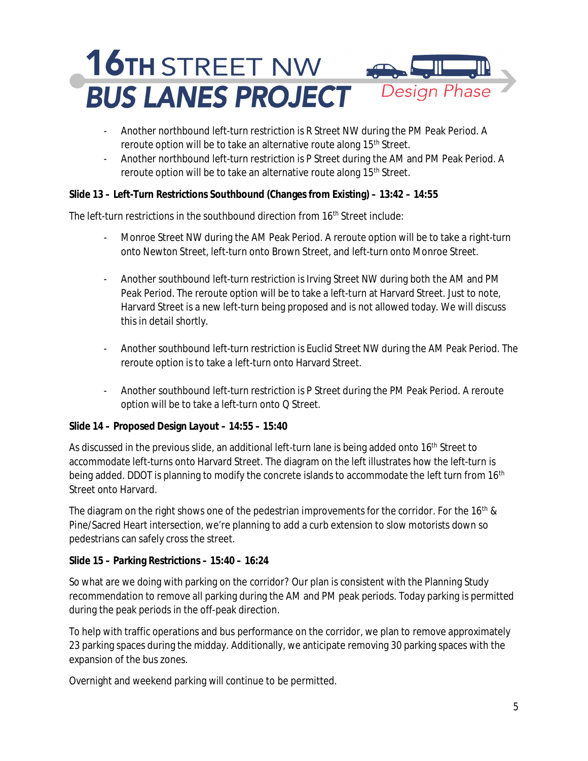- Another northbound left-turn restriction is R Street NW during the PM Peak Period. A reroute option will be to take an alternative route along 15th Street.
- Another northbound left-turn restriction is P Street during the AM and PM Peak Period. A reroute option will be to take an alternative route along 15th Street.

**Slide 13 – Left-Turn Restrictions Southbound (Changes from Existing) – 13:42 – 14:55**

The left-turn restrictions in the southbound direction from 16th Street include:

- Monroe Street NW during the AM Peak Period. A reroute option will be to take a right-turn onto Newton Street, left-turn onto Brown Street, and left-turn onto Monroe Street.

- Another southbound left-turn restriction is Irving Street NW during both the AM and PM Peak Period. The reroute option will be to take a left-turn at Harvard Street. Just to note, Harvard Street is a new left-turn being proposed and is not allowed today. We will discuss this in detail shortly.

- Another southbound left-turn restriction is Euclid Street NW during the AM Peak Period. The reroute option is to take a left-turn onto Harvard Street.

- Another southbound left-turn restriction is P Street during the PM Peak Period. A reroute option will be to take a left-turn onto Q Street.

**Slide 14 – Proposed Design Layout – 14:55 – 15:40**

As discussed in the previous slide, an additional left-turn lane is being added onto 16th Street to accommodate left-turns onto Harvard Street. The diagram on the left illustrates how the left-turn is being added. DDOT is planning to modify the concrete islands to accommodate the left turn from 16th Street onto Harvard.

The diagram on the right shows one of the pedestrian improvements for the corridor. For the 16th & Pine/Sacred Heart intersection, we're planning to add a curb extension to slow motorists down so pedestrians can safely cross the street.

**Slide 15 – Parking Restrictions – 15:40 – 16:24**

So what are we doing with parking on the corridor? Our plan is consistent with the Planning Study recommendation to remove all parking during the AM and PM peak periods. Today parking is permitted during the peak periods in the off-peak direction.

To help with traffic operations and bus performance on the corridor, we plan to remove approximately 23 parking spaces during the midday. Additionally, we anticipate removing 30 parking spaces with the expansion of the bus zones.

Overnight and weekend parking will continue to be permitted.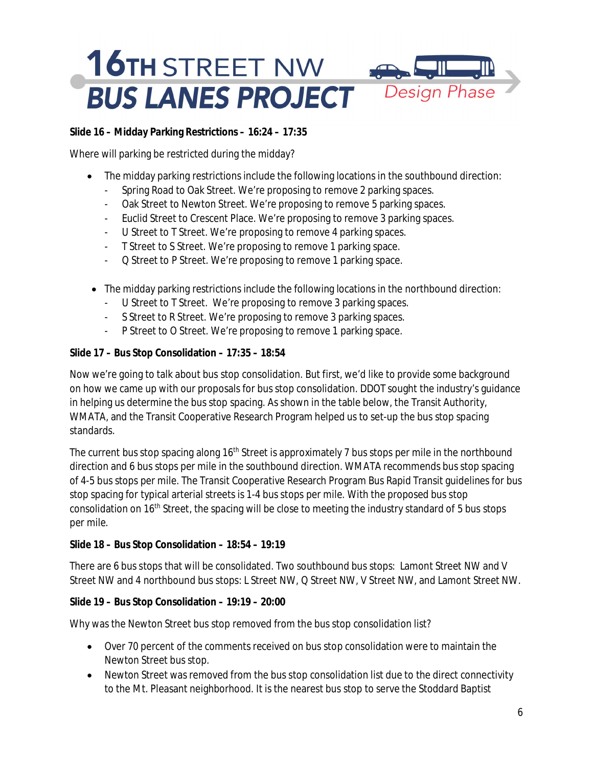**Slide 16 – Midday Parking Restrictions – 16:24 – 17:35**

Where will parking be restricted during the midday?

- The midday parking restrictions include the following locations in the southbound direction:
  - Spring Road to Oak Street. We're proposing to remove 2 parking spaces.
  - Oak Street to Newton Street. We're proposing to remove 5 parking spaces.
  - Euclid Street to Crescent Place. We're proposing to remove 3 parking spaces.
  - U Street to T Street. We're proposing to remove 4 parking spaces.
  - T Street to S Street. We're proposing to remove 1 parking space.
  - Q Street to P Street. We're proposing to remove 1 parking space.

- The midday parking restrictions include the following locations in the northbound direction:
  - U Street to T Street. We're proposing to remove 3 parking spaces.
  - S Street to R Street. We're proposing to remove 3 parking spaces.
  - P Street to O Street. We're proposing to remove 1 parking space.

**Slide 17 – Bus Stop Consolidation – 17:35 – 18:54**

Now we're going to talk about bus stop consolidation. But first, we'd like to provide some background on how we came up with our proposals for bus stop consolidation. DDOT sought the industry's guidance in helping us determine the bus stop spacing. As shown in the table below, the Transit Authority, WMATA, and the Transit Cooperative Research Program helped us to set-up the bus stop spacing standards.

The current bus stop spacing along 16th Street is approximately 7 bus stops per mile in the northbound direction and 6 bus stops per mile in the southbound direction. WMATA recommends bus stop spacing of 4-5 bus stops per mile. The Transit Cooperative Research Program Bus Rapid Transit guidelines for bus stop spacing for typical arterial streets is 1-4 bus stops per mile. With the proposed bus stop consolidation on 16th Street, the spacing will be close to meeting the industry standard of 5 bus stops per mile.

**Slide 18 – Bus Stop Consolidation – 18:54 – 19:19**

There are 6 bus stops that will be consolidated. Two southbound bus stops: Lamont Street NW and V Street NW and 4 northbound bus stops: L Street NW, Q Street NW, V Street NW, and Lamont Street NW.

**Slide 19 – Bus Stop Consolidation – 19:19 – 20:00**

Why was the Newton Street bus stop removed from the bus stop consolidation list?

- Over 70 percent of the comments received on bus stop consolidation were to maintain the Newton Street bus stop.
- Newton Street was removed from the bus stop consolidation list due to the direct connectivity to the Mt. Pleasant neighborhood. It is the nearest bus stop to serve the Stoddard Baptist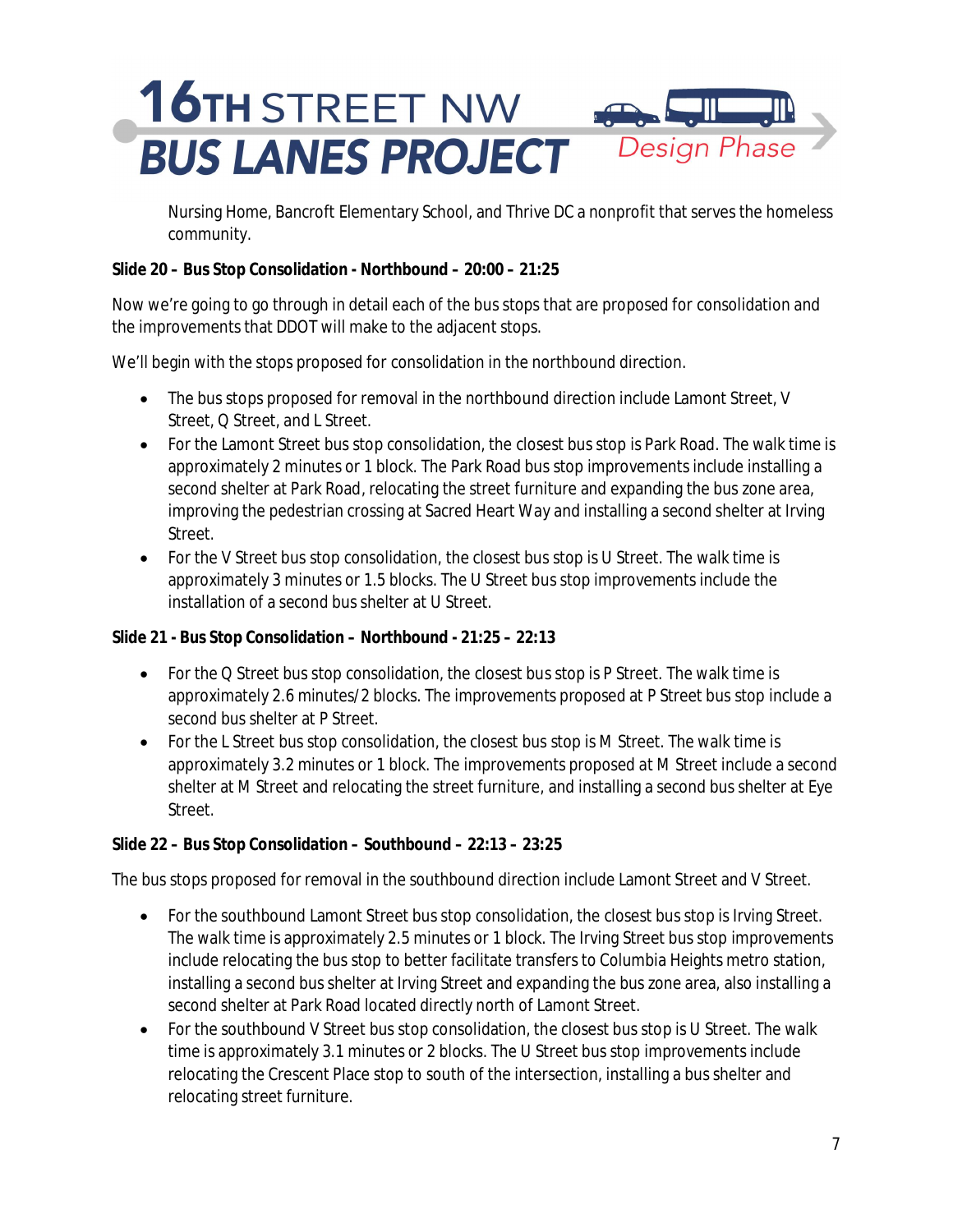Nursing Home, Bancroft Elementary School, and Thrive DC a nonprofit that serves the homeless community.

**Slide 20 – Bus Stop Consolidation - Northbound – 20:00 – 21:25**

Now we're going to go through in detail each of the bus stops that are proposed for consolidation and the improvements that DDOT will make to the adjacent stops.

We'll begin with the stops proposed for consolidation in the northbound direction.

- The bus stops proposed for removal in the northbound direction include Lamont Street, V Street, Q Street, and L Street.
- For the Lamont Street bus stop consolidation, the closest bus stop is Park Road. The walk time is approximately 2 minutes or 1 block. The Park Road bus stop improvements include installing a second shelter at Park Road, relocating the street furniture and expanding the bus zone area, improving the pedestrian crossing at Sacred Heart Way and installing a second shelter at Irving Street.
- For the V Street bus stop consolidation, the closest bus stop is U Street. The walk time is approximately 3 minutes or 1.5 blocks. The U Street bus stop improvements include the installation of a second bus shelter at U Street.

**Slide 21 - Bus Stop Consolidation – Northbound - 21:25 – 22:13**

- For the Q Street bus stop consolidation, the closest bus stop is P Street. The walk time is approximately 2.6 minutes/2 blocks. The improvements proposed at P Street bus stop include a second bus shelter at P Street.
- For the L Street bus stop consolidation, the closest bus stop is M Street. The walk time is approximately 3.2 minutes or 1 block. The improvements proposed at M Street include a second shelter at M Street and relocating the street furniture, and installing a second bus shelter at Eye Street.

**Slide 22 – Bus Stop Consolidation – Southbound – 22:13 – 23:25**

The bus stops proposed for removal in the southbound direction include Lamont Street and V Street.

- For the southbound Lamont Street bus stop consolidation, the closest bus stop is Irving Street. The walk time is approximately 2.5 minutes or 1 block. The Irving Street bus stop improvements include relocating the bus stop to better facilitate transfers to Columbia Heights metro station, installing a second bus shelter at Irving Street and expanding the bus zone area, also installing a second shelter at Park Road located directly north of Lamont Street.
- For the southbound V Street bus stop consolidation, the closest bus stop is U Street. The walk time is approximately 3.1 minutes or 2 blocks. The U Street bus stop improvements include relocating the Crescent Place stop to south of the intersection, installing a bus shelter and relocating street furniture.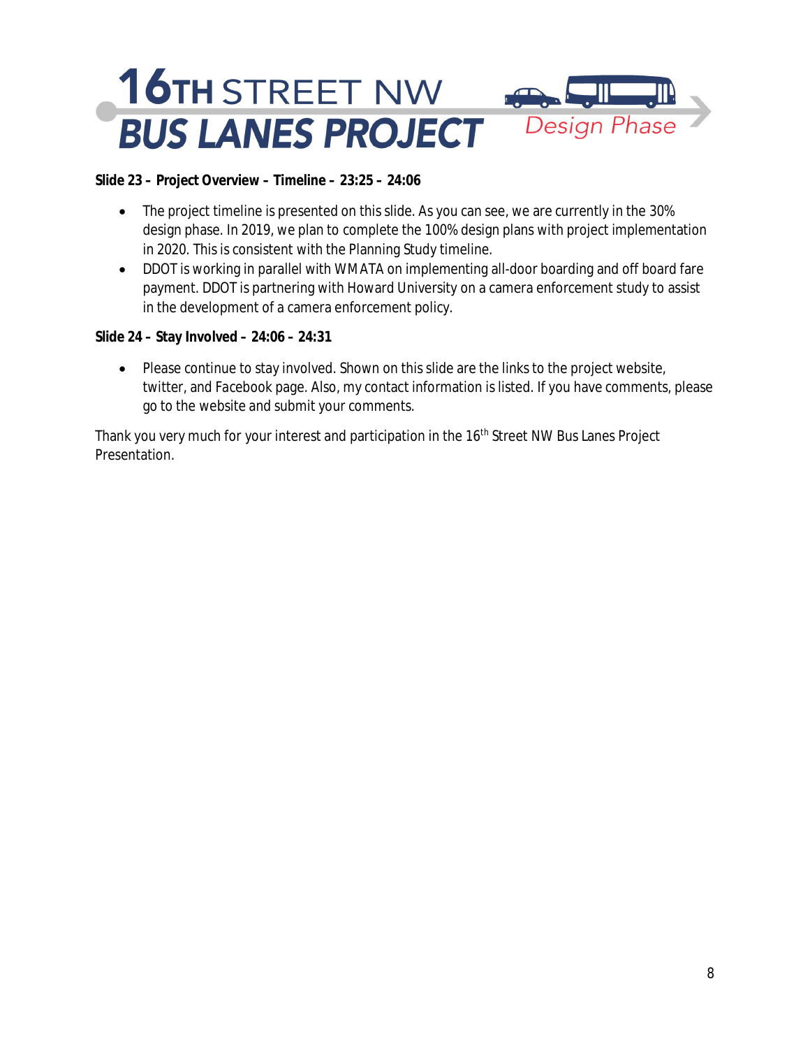**Slide 23 – Project Overview – Timeline – 23:25 – 24:06**

- The project timeline is presented on this slide. As you can see, we are currently in the 30% design phase. In 2019, we plan to complete the 100% design plans with project implementation in 2020. This is consistent with the Planning Study timeline.
- DDOT is working in parallel with WMATA on implementing all-door boarding and off board fare payment. DDOT is partnering with Howard University on a camera enforcement study to assist in the development of a camera enforcement policy.

**Slide 24 – Stay Involved – 24:06 – 24:31**

- Please continue to stay involved. Shown on this slide are the links to the project website, twitter, and Facebook page. Also, my contact information is listed. If you have comments, please go to the website and submit your comments.

Thank you very much for your interest and participation in the 16th Street NW Bus Lanes Project Presentation.